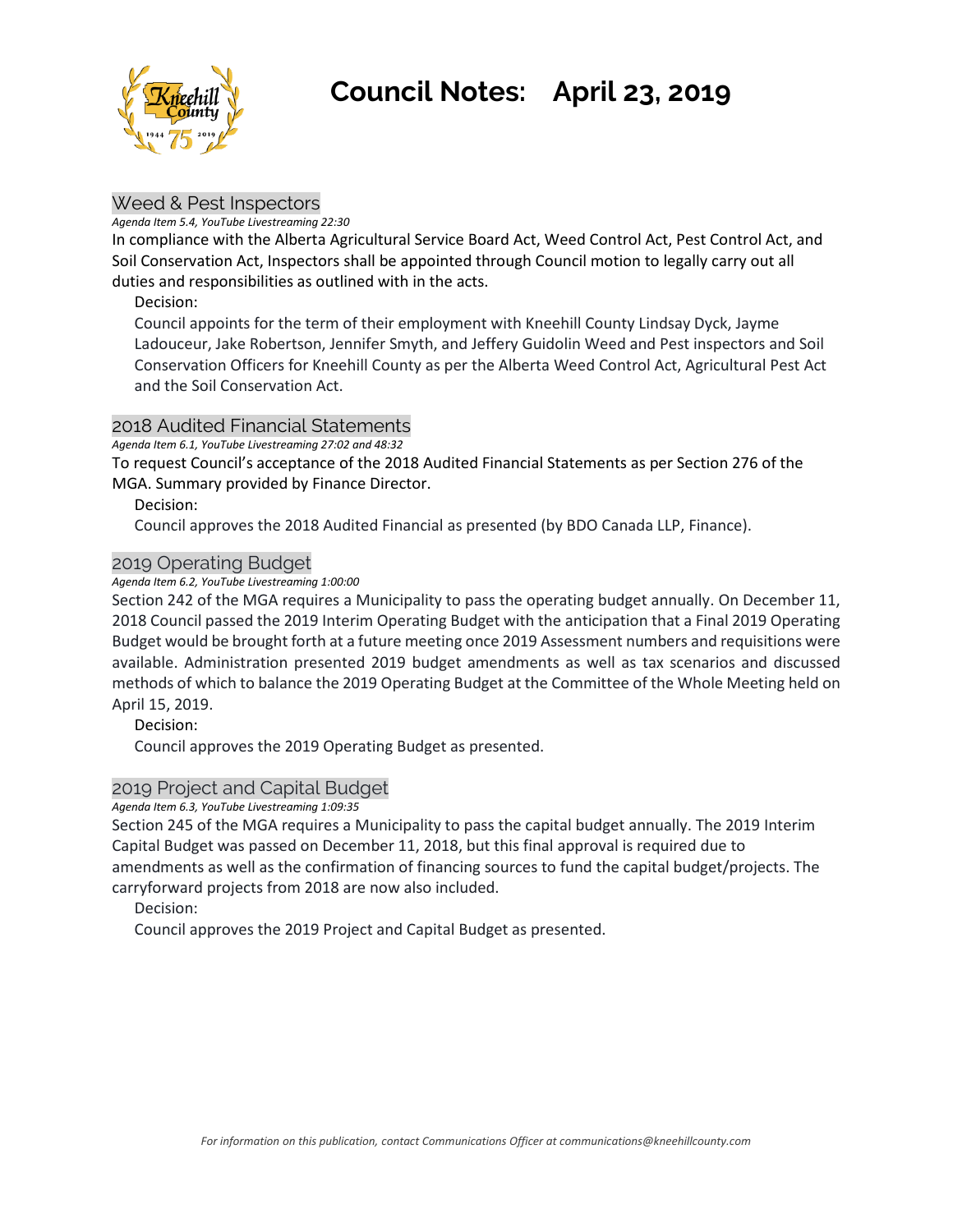# Council Notes: April 23, 2019

## Weed & Pest Inspectors

*Agenda Item 5.4, YouTube Livestreaming 22:30*

In compliance with the Alberta Agricultural Service Board Act, Weed Control Act, Pest Control Act, and Soil Conservation Act, Inspectors shall be appointed through Council motion to legally carry out all duties and responsibilities as outlined with in the acts.

Decision:

Council appoints for the term of their employment with Kneehill County Lindsay Dyck, Jayme Ladouceur, Jake Robertson, Jennifer Smyth, and Jeffery Guidolin Weed and Pest inspectors and Soil Conservation Officers for Kneehill County as per the Alberta Weed Control Act, Agricultural Pest Act and the Soil Conservation Act.

## 2018 Audited Financial Statements

*Agenda Item 6.1, YouTube Livestreaming 27:02 and 48:32*

To request Council's acceptance of the 2018 Audited Financial Statements as per Section 276 of the MGA. Summary provided by Finance Director.

Decision:

Council approves the 2018 Audited Financial as presented (by BDO Canada LLP, Finance).

## 2019 Operating Budget

*Agenda Item 6.2, YouTube Livestreaming 1:00:00*

Section 242 of the MGA requires a Municipality to pass the operating budget annually. On December 11, 2018 Council passed the 2019 Interim Operating Budget with the anticipation that a Final 2019 Operating Budget would be brought forth at a future meeting once 2019 Assessment numbers and requisitions were available. Administration presented 2019 budget amendments as well as tax scenarios and discussed methods of which to balance the 2019 Operating Budget at the Committee of the Whole Meeting held on April 15, 2019.

Decision:

Council approves the 2019 Operating Budget as presented.

## 2019 Project and Capital Budget

*Agenda Item 6.3, YouTube Livestreaming 1:09:35*

Section 245 of the MGA requires a Municipality to pass the capital budget annually. The 2019 Interim Capital Budget was passed on December 11, 2018, but this final approval is required due to amendments as well as the confirmation of financing sources to fund the capital budget/projects. The carryforward projects from 2018 are now also included.

Decision:

Council approves the 2019 Project and Capital Budget as presented.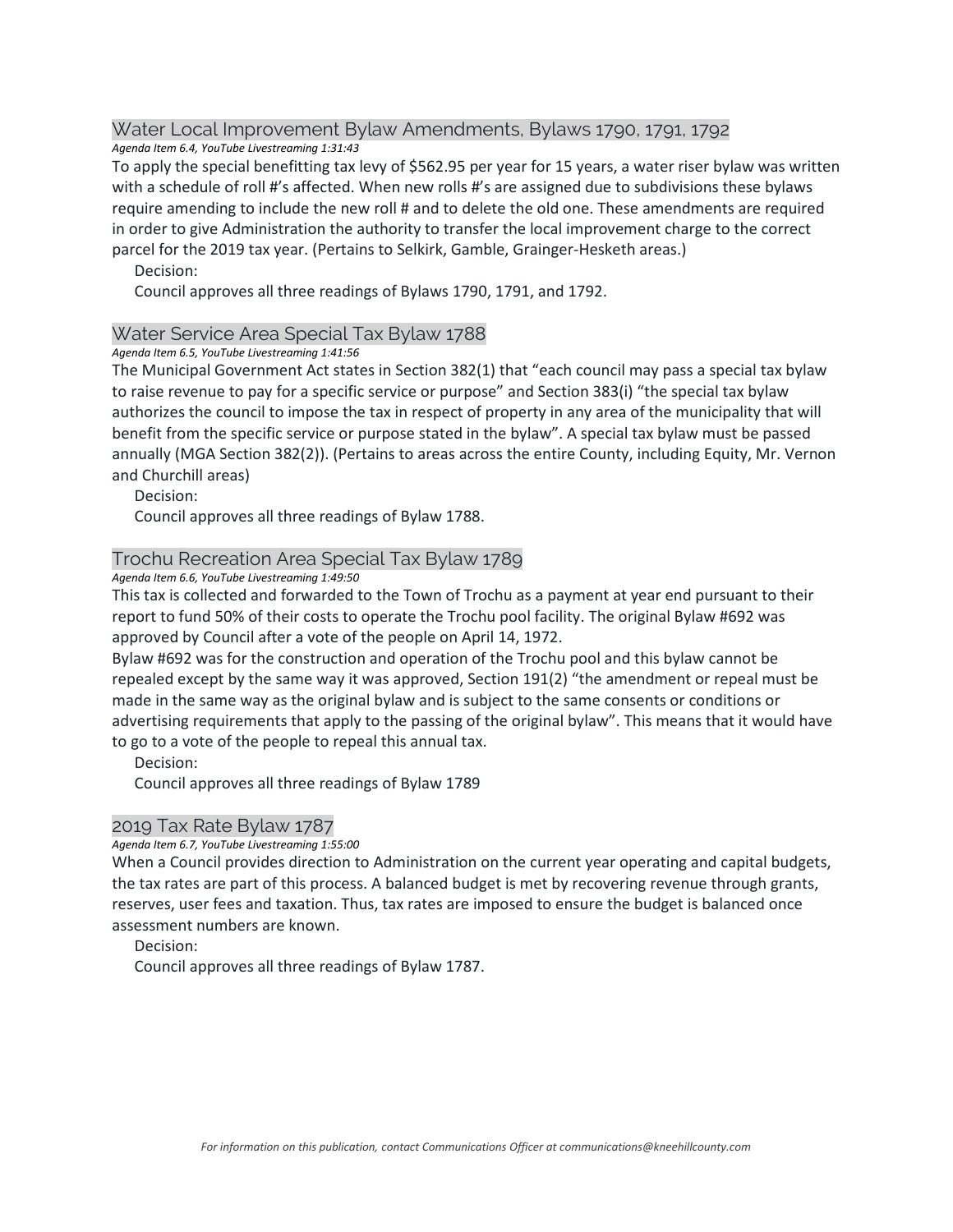## Water Local Improvement Bylaw Amendments, Bylaws 1790, 1791, 1792

*Agenda Item 6.4, YouTube Livestreaming 1:31:43*

To apply the special benefitting tax levy of $562.95 per year for 15 years, a water riser bylaw was written with a schedule of roll #'s affected. When new rolls #'s are assigned due to subdivisions these bylaws require amending to include the new roll # and to delete the old one. These amendments are required in order to give Administration the authority to transfer the local improvement charge to the correct parcel for the 2019 tax year. (Pertains to Selkirk, Gamble, Grainger-Hesketh areas.)

Decision:

Council approves all three readings of Bylaws 1790, 1791, and 1792.

## Water Service Area Special Tax Bylaw 1788

*Agenda Item 6.5, YouTube Livestreaming 1:41:56*

The Municipal Government Act states in Section 382(1) that "each council may pass a special tax bylaw to raise revenue to pay for a specific service or purpose" and Section 383(i) "the special tax bylaw authorizes the council to impose the tax in respect of property in any area of the municipality that will benefit from the specific service or purpose stated in the bylaw". A special tax bylaw must be passed annually (MGA Section 382(2)). (Pertains to areas across the entire County, including Equity, Mr. Vernon and Churchill areas)

Decision:

Council approves all three readings of Bylaw 1788.

## Trochu Recreation Area Special Tax Bylaw 1789

*Agenda Item 6.6, YouTube Livestreaming 1:49:50*

This tax is collected and forwarded to the Town of Trochu as a payment at year end pursuant to their report to fund 50% of their costs to operate the Trochu pool facility. The original Bylaw #692 was approved by Council after a vote of the people on April 14, 1972.

Bylaw #692 was for the construction and operation of the Trochu pool and this bylaw cannot be repealed except by the same way it was approved, Section 191(2) "the amendment or repeal must be made in the same way as the original bylaw and is subject to the same consents or conditions or advertising requirements that apply to the passing of the original bylaw". This means that it would have to go to a vote of the people to repeal this annual tax.

Decision:

Council approves all three readings of Bylaw 1789

## 2019 Tax Rate Bylaw 1787

*Agenda Item 6.7, YouTube Livestreaming 1:55:00*

When a Council provides direction to Administration on the current year operating and capital budgets, the tax rates are part of this process. A balanced budget is met by recovering revenue through grants, reserves, user fees and taxation. Thus, tax rates are imposed to ensure the budget is balanced once assessment numbers are known.

Decision:

Council approves all three readings of Bylaw 1787.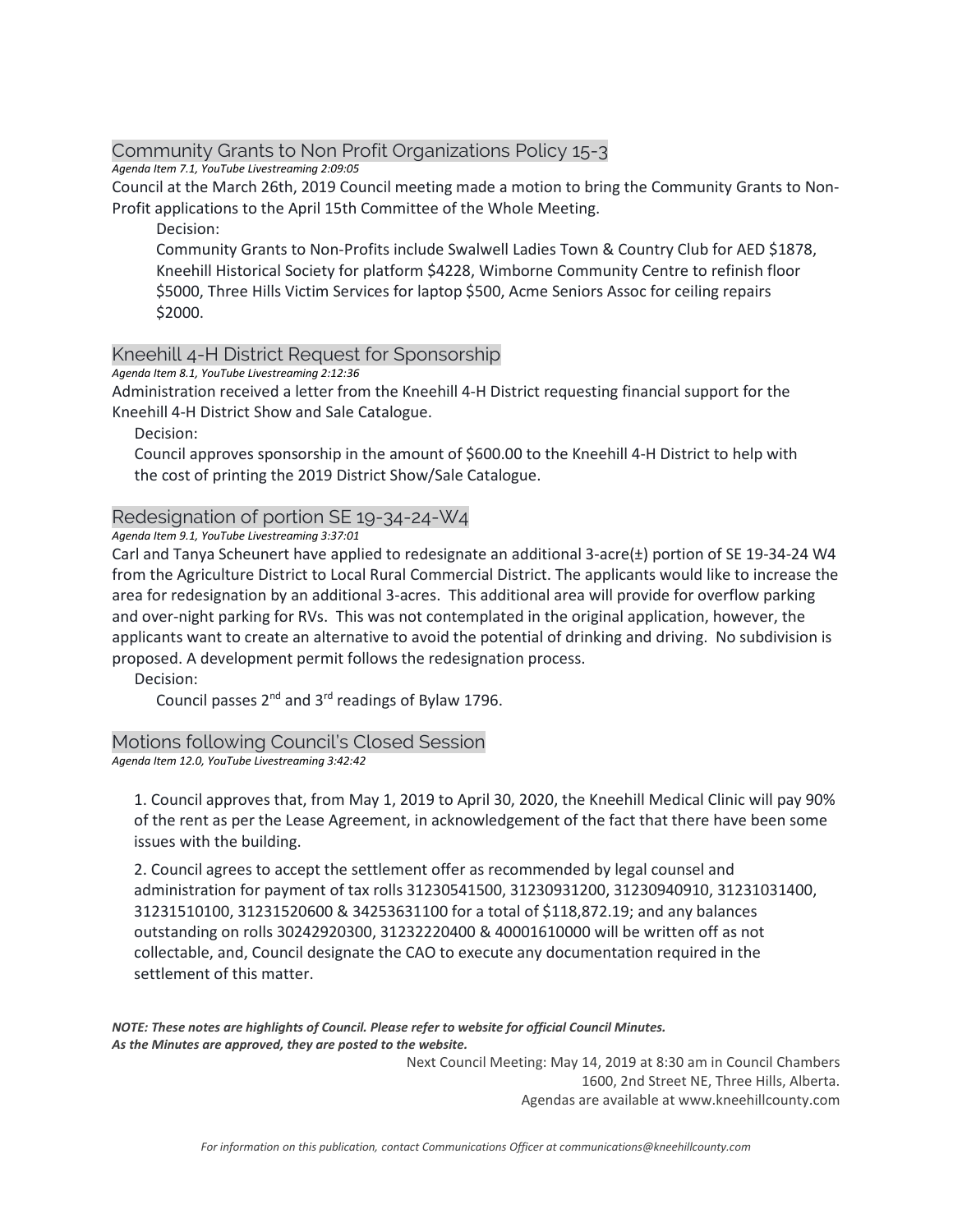## Community Grants to Non Profit Organizations Policy 15-3

*Agenda Item 7.1, YouTube Livestreaming 2:09:05*

Council at the March 26th, 2019 Council meeting made a motion to bring the Community Grants to Non-Profit applications to the April 15th Committee of the Whole Meeting.

Decision:

Community Grants to Non-Profits include Swalwell Ladies Town & Country Club for AED $1878, Kneehill Historical Society for platform $4228, Wimborne Community Centre to refinish floor $5000, Three Hills Victim Services for laptop $500, Acme Seniors Assoc for ceiling repairs $2000.

## Kneehill 4-H District Request for Sponsorship

*Agenda Item 8.1, YouTube Livestreaming 2:12:36*

Administration received a letter from the Kneehill 4-H District requesting financial support for the Kneehill 4-H District Show and Sale Catalogue.

Decision:

Council approves sponsorship in the amount of $600.00 to the Kneehill 4-H District to help with the cost of printing the 2019 District Show/Sale Catalogue.

## Redesignation of portion SE 19-34-24-W4

*Agenda Item 9.1, YouTube Livestreaming 3:37:01*

Carl and Tanya Scheunert have applied to redesignate an additional 3-acre(±) portion of SE 19-34-24 W4 from the Agriculture District to Local Rural Commercial District. The applicants would like to increase the area for redesignation by an additional 3-acres. This additional area will provide for overflow parking and over-night parking for RVs. This was not contemplated in the original application, however, the applicants want to create an alternative to avoid the potential of drinking and driving. No subdivision is proposed. A development permit follows the redesignation process.

Decision:

Council passes 2nd and 3rd readings of Bylaw 1796.

## Motions following Council's Closed Session

*Agenda Item 12.0, YouTube Livestreaming 3:42:42*

1. Council approves that, from May 1, 2019 to April 30, 2020, the Kneehill Medical Clinic will pay 90% of the rent as per the Lease Agreement, in acknowledgement of the fact that there have been some issues with the building.

2. Council agrees to accept the settlement offer as recommended by legal counsel and administration for payment of tax rolls 31230541500, 31230931200, 31230940910, 31231031400, 31231510100, 31231520600 & 34253631100 for a total of $118,872.19; and any balances outstanding on rolls 30242920300, 31232220400 & 40001610000 will be written off as not collectable, and, Council designate the CAO to execute any documentation required in the settlement of this matter.

***NOTE: These notes are highlights of Council. Please refer to website for official Council Minutes. As the Minutes are approved, they are posted to the website.***

Next Council Meeting: May 14, 2019 at 8:30 am in Council Chambers
1600, 2nd Street NE, Three Hills, Alberta.
Agendas are available at www.kneehillcounty.com

*For information on this publication, contact Communications Officer at communications@kneehillcounty.com*